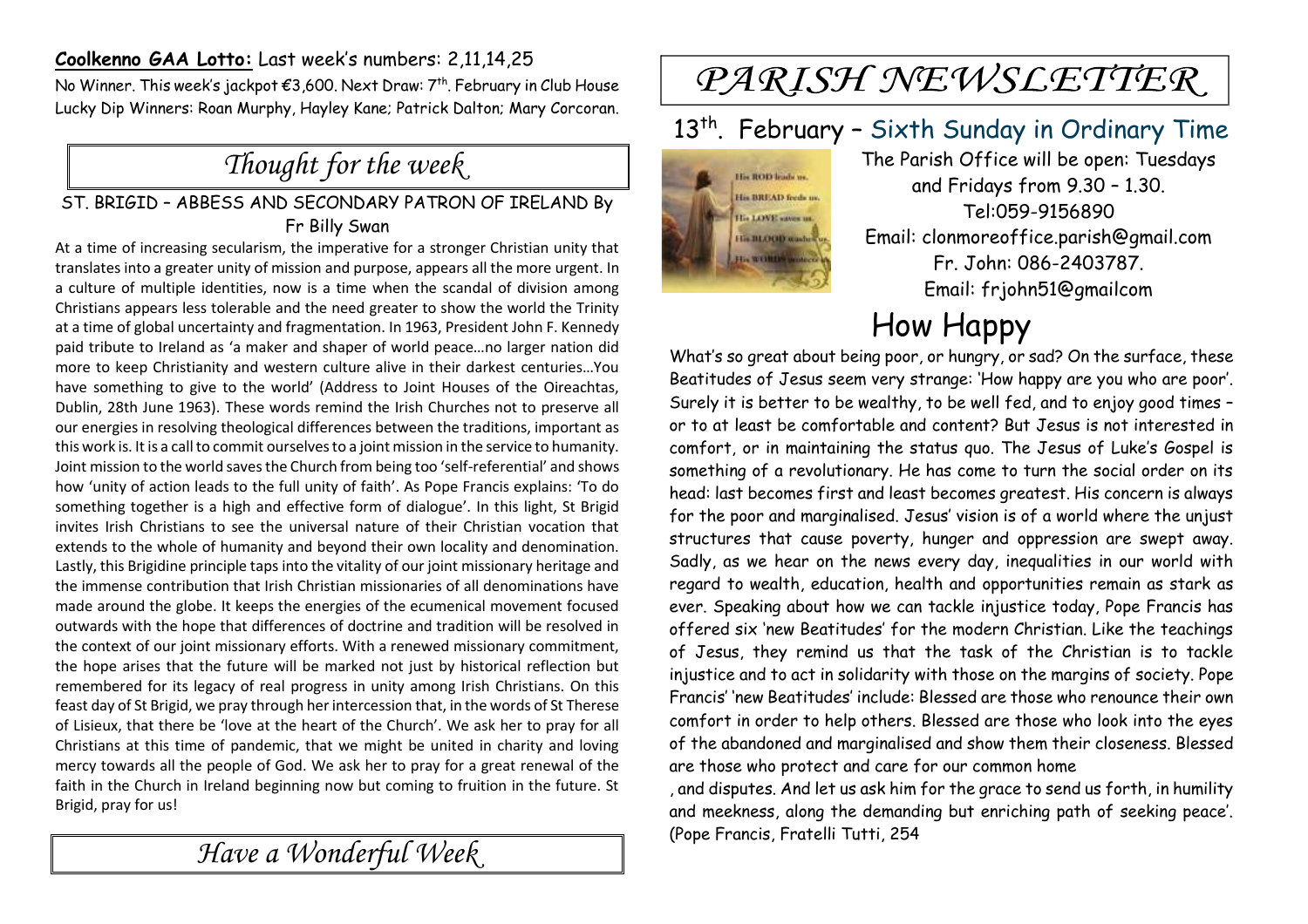**Coolkenno GAA Lotto:** Last week's numbers: 2,11,14,25

No Winner. This week's jackpot €3,600. Next Draw: 7th. February in Club House
Lucky Dip Winners: Roan Murphy, Hayley Kane; Patrick Dalton; Mary Corcoran.

## *Thought for the week*

### ST. BRIGID – ABBESS AND SECONDARY PATRON OF IRELAND By Fr Billy Swan

At a time of increasing secularism, the imperative for a stronger Christian unity that translates into a greater unity of mission and purpose, appears all the more urgent. In a culture of multiple identities, now is a time when the scandal of division among Christians appears less tolerable and the need greater to show the world the Trinity at a time of global uncertainty and fragmentation. In 1963, President John F. Kennedy paid tribute to Ireland as 'a maker and shaper of world peace…no larger nation did more to keep Christianity and western culture alive in their darkest centuries…You have something to give to the world' (Address to Joint Houses of the Oireachtas, Dublin, 28th June 1963). These words remind the Irish Churches not to preserve all our energies in resolving theological differences between the traditions, important as this work is. It is a call to commit ourselves to a joint mission in the service to humanity. Joint mission to the world saves the Church from being too 'self-referential' and shows how 'unity of action leads to the full unity of faith'. As Pope Francis explains: 'To do something together is a high and effective form of dialogue'. In this light, St Brigid invites Irish Christians to see the universal nature of their Christian vocation that extends to the whole of humanity and beyond their own locality and denomination. Lastly, this Brigidine principle taps into the vitality of our joint missionary heritage and the immense contribution that Irish Christian missionaries of all denominations have made around the globe. It keeps the energies of the ecumenical movement focused outwards with the hope that differences of doctrine and tradition will be resolved in the context of our joint missionary efforts. With a renewed missionary commitment, the hope arises that the future will be marked not just by historical reflection but remembered for its legacy of real progress in unity among Irish Christians. On this feast day of St Brigid, we pray through her intercession that, in the words of St Therese of Lisieux, that there be 'love at the heart of the Church'. We ask her to pray for all Christians at this time of pandemic, that we might be united in charity and loving mercy towards all the people of God. We ask her to pray for a great renewal of the faith in the Church in Ireland beginning now but coming to fruition in the future. St Brigid, pray for us!

## *Have a Wonderful Week*

# *PARISH NEWSLETTER*

## 13th. February – Sixth Sunday in Ordinary Time

The Parish Office will be open: Tuesdays and Fridays from 9.30 – 1.30.
Tel:059-9156890
Email: clonmoreoffice.parish@gmail.com
Fr. John: 086-2403787.
Email: frjohn51@gmailcom

## How Happy

What's so great about being poor, or hungry, or sad? On the surface, these Beatitudes of Jesus seem very strange: 'How happy are you who are poor'. Surely it is better to be wealthy, to be well fed, and to enjoy good times – or to at least be comfortable and content? But Jesus is not interested in comfort, or in maintaining the status quo. The Jesus of Luke's Gospel is something of a revolutionary. He has come to turn the social order on its head: last becomes first and least becomes greatest. His concern is always for the poor and marginalised. Jesus' vision is of a world where the unjust structures that cause poverty, hunger and oppression are swept away. Sadly, as we hear on the news every day, inequalities in our world with regard to wealth, education, health and opportunities remain as stark as ever. Speaking about how we can tackle injustice today, Pope Francis has offered six 'new Beatitudes' for the modern Christian. Like the teachings of Jesus, they remind us that the task of the Christian is to tackle injustice and to act in solidarity with those on the margins of society. Pope Francis' 'new Beatitudes' include: Blessed are those who renounce their own comfort in order to help others. Blessed are those who look into the eyes of the abandoned and marginalised and show them their closeness. Blessed are those who protect and care for our common home

, and disputes. And let us ask him for the grace to send us forth, in humility and meekness, along the demanding but enriching path of seeking peace'. (Pope Francis, Fratelli Tutti, 254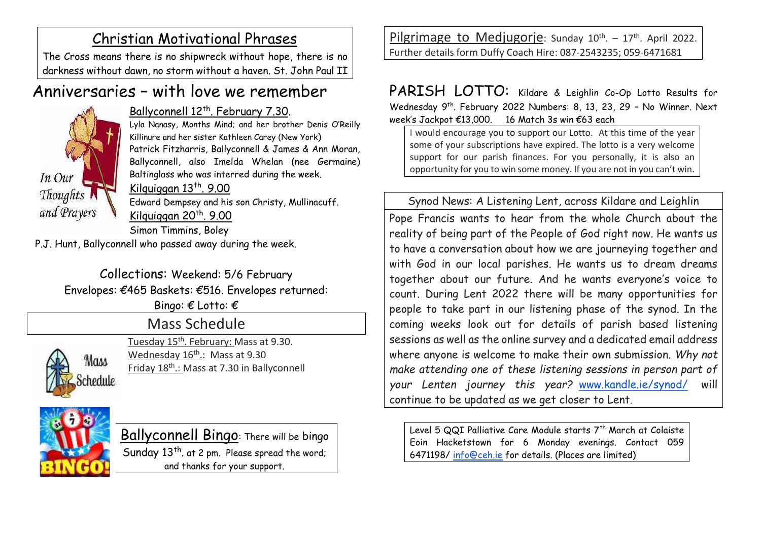## Christian Motivational Phrases

The Cross means there is no shipwreck without hope, there is no darkness without dawn, no storm without a haven. St. John Paul II

## Anniversaries – with love we remember

In Our Thoughts and Prayers

Ballyconnell 12th. February 7.30.

Lyla Nanasy, Months Mind; and her brother Denis O'Reilly Killinure and her sister Kathleen Carey (New York)
Patrick Fitzharris, Ballyconnell & James & Ann Moran, Ballyconnell, also Imelda Whelan (nee Germaine) Baltinglass who was interred during the week.

Kilquiggan 13th. 9.00

Edward Dempsey and his son Christy, Mullinacuff.

Kilquiggan 20th. 9.00

Simon Timmins, Boley

P.J. Hunt, Ballyconnell who passed away during the week.

Collections: Weekend: 5/6 February
Envelopes: €465 Baskets: €516. Envelopes returned:
Bingo: € Lotto: €

## Mass Schedule

Tuesday 15th. February: Mass at 9.30.
Wednesday 16th.: Mass at 9.30
Friday 18th.: Mass at 7.30 in Ballyconnell

**Ballyconnell Bingo**: There will be bingo Sunday 13th. at 2 pm. Please spread the word; and thanks for your support.

**Pilgrimage to Medjugorje**: Sunday 10th. – 17th. April 2022. Further details form Duffy Coach Hire: 087-2543235; 059-6471681

**PARISH LOTTO:** Kildare & Leighlin Co-Op Lotto Results for Wednesday 9th. February 2022 Numbers: 8, 13, 23, 29 – No Winner. Next week's Jackpot €13,000. 16 Match 3s win €63 each

I would encourage you to support our Lotto. At this time of the year some of your subscriptions have expired. The lotto is a very welcome support for our parish finances. For you personally, it is also an opportunity for you to win some money. If you are not in you can't win.

### Synod News: A Listening Lent, across Kildare and Leighlin

Pope Francis wants to hear from the whole Church about the reality of being part of the People of God right now. He wants us to have a conversation about how we are journeying together and with God in our local parishes. He wants us to dream dreams together about our future. And he wants everyone's voice to count. During Lent 2022 there will be many opportunities for people to take part in our listening phase of the synod. In the coming weeks look out for details of parish based listening sessions as well as the online survey and a dedicated email address where anyone is welcome to make their own submission. *Why not make attending one of these listening sessions in person part of your Lenten journey this year?* www.kandle.ie/synod/ will continue to be updated as we get closer to Lent.

Level 5 QQI Palliative Care Module starts 7th March at Colaiste Eoin Hacketstown for 6 Monday evenings. Contact 059 6471198/ info@ceh.ie for details. (Places are limited)